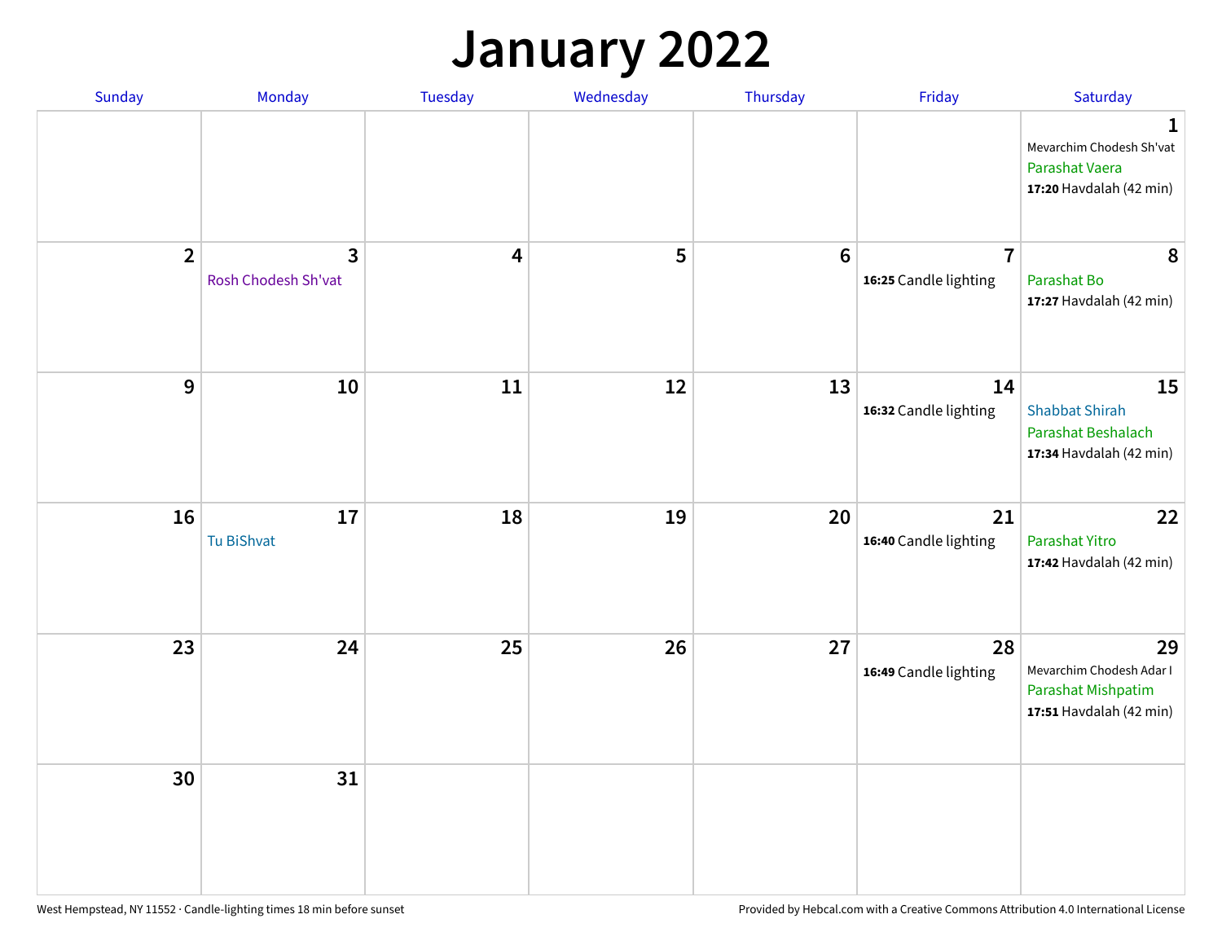# January 2022

| Sunday | Monday | Tuesday | Wednesday | Thursday | Friday | Saturday |
|---|---|---|---|---|---|---|
| | | | | | | **1** Mevarchim Chodesh Sh'vat Parashat Vaera **17:20** Havdalah (42 min) |
| **2** | **3** Rosh Chodesh Sh'vat | **4** | **5** | **6** | **7** **16:25** Candle lighting | **8** Parashat Bo **17:27** Havdalah (42 min) |
| **9** | **10** | **11** | **12** | **13** | **14** **16:32** Candle lighting | **15** Shabbat Shirah Parashat Beshalach **17:34** Havdalah (42 min) |
| **16** | **17** Tu BiShvat | **18** | **19** | **20** | **21** **16:40** Candle lighting | **22** Parashat Yitro **17:42** Havdalah (42 min) |
| **23** | **24** | **25** | **26** | **27** | **28** **16:49** Candle lighting | **29** Mevarchim Chodesh Adar I Parashat Mishpatim **17:51** Havdalah (42 min) |
| **30** | **31** | | | | | |

West Hempstead, NY 11552 · Candle-lighting times 18 min before sunset

Provided by Hebcal.com with a Creative Commons Attribution 4.0 International License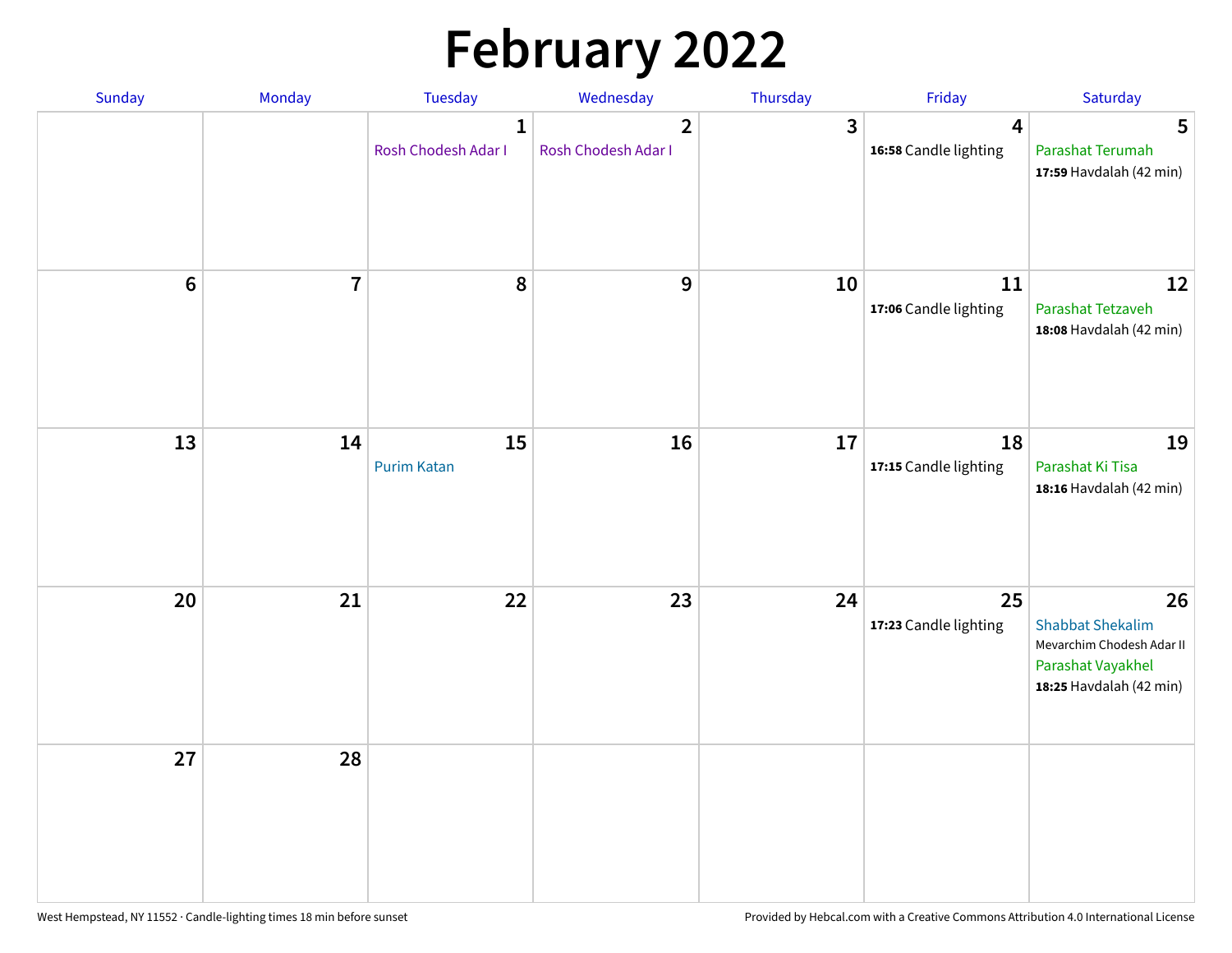# February 2022

| Sunday | Monday | Tuesday | Wednesday | Thursday | Friday | Saturday |
|---|---|---|---|---|---|---|
| | | 1<br>Rosh Chodesh Adar I | 2<br>Rosh Chodesh Adar I | 3 | 4<br>**16:58** Candle lighting | 5<br>Parashat Terumah<br>**17:59** Havdalah (42 min) |
| 6 | 7 | 8 | 9 | 10 | 11<br>**17:06** Candle lighting | 12<br>Parashat Tetzaveh<br>**18:08** Havdalah (42 min) |
| 13 | 14 | 15<br>Purim Katan | 16 | 17 | 18<br>**17:15** Candle lighting | 19<br>Parashat Ki Tisa<br>**18:16** Havdalah (42 min) |
| 20 | 21 | 22 | 23 | 24 | 25<br>**17:23** Candle lighting | 26<br>Shabbat Shekalim<br>Mevarchim Chodesh Adar II<br>Parashat Vayakhel<br>**18:25** Havdalah (42 min) |
| 27 | 28 | | | | | |

West Hempstead, NY 11552 · Candle-lighting times 18 min before sunset

Provided by Hebcal.com with a Creative Commons Attribution 4.0 International License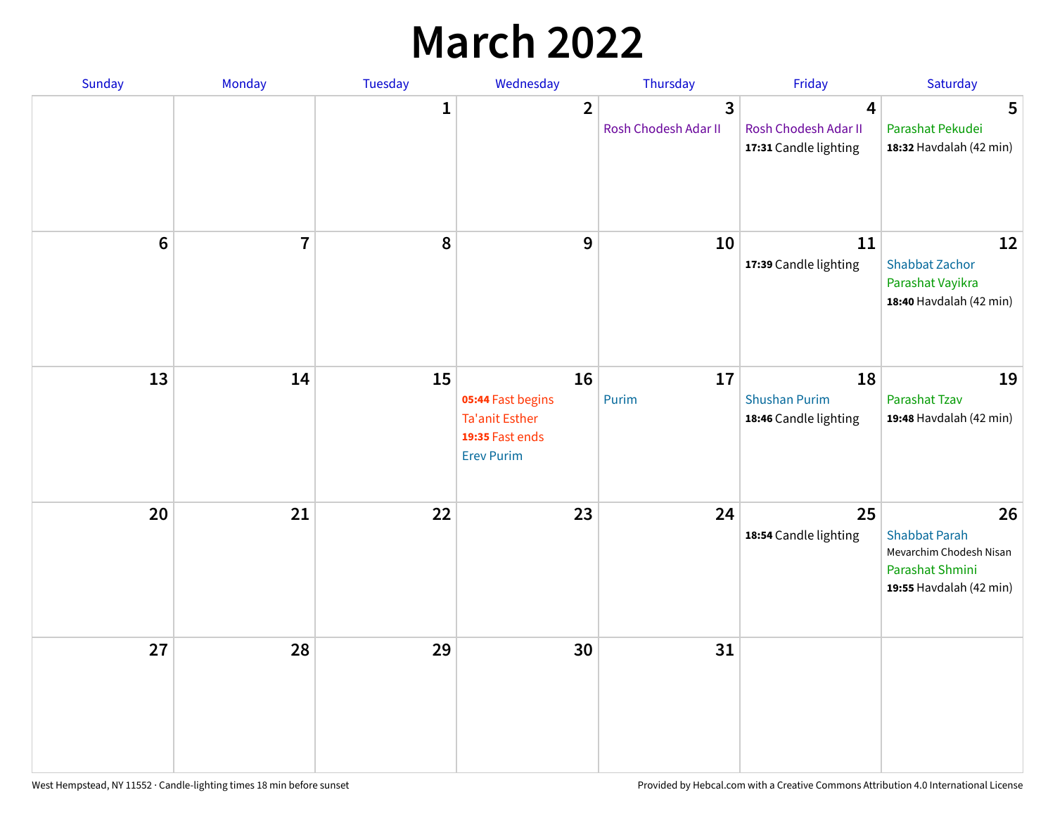# March 2022

| Sunday | Monday | Tuesday | Wednesday | Thursday | Friday | Saturday |
|---|---|---|---|---|---|---|
| | | 1 | 2 | 3<br>Rosh Chodesh Adar II | 4<br>Rosh Chodesh Adar II<br>**17:31** Candle lighting | 5<br>Parashat Pekudei<br>**18:32** Havdalah (42 min) |
| 6 | 7 | 8 | 9 | 10 | 11<br>**17:39** Candle lighting | 12<br>Shabbat Zachor<br>Parashat Vayikra<br>**18:40** Havdalah (42 min) |
| 13 | 14 | 15 | 16<br>**05:44** Fast begins<br>Ta'anit Esther<br>**19:35** Fast ends<br>Erev Purim | 17<br>Purim | 18<br>Shushan Purim<br>**18:46** Candle lighting | 19<br>Parashat Tzav<br>**19:48** Havdalah (42 min) |
| 20 | 21 | 22 | 23 | 24 | 25<br>**18:54** Candle lighting | 26<br>Shabbat Parah<br>Mevarchim Chodesh Nisan<br>Parashat Shmini<br>**19:55** Havdalah (42 min) |
| 27 | 28 | 29 | 30 | 31 | | |

West Hempstead, NY 11552 · Candle-lighting times 18 min before sunset

Provided by Hebcal.com with a Creative Commons Attribution 4.0 International License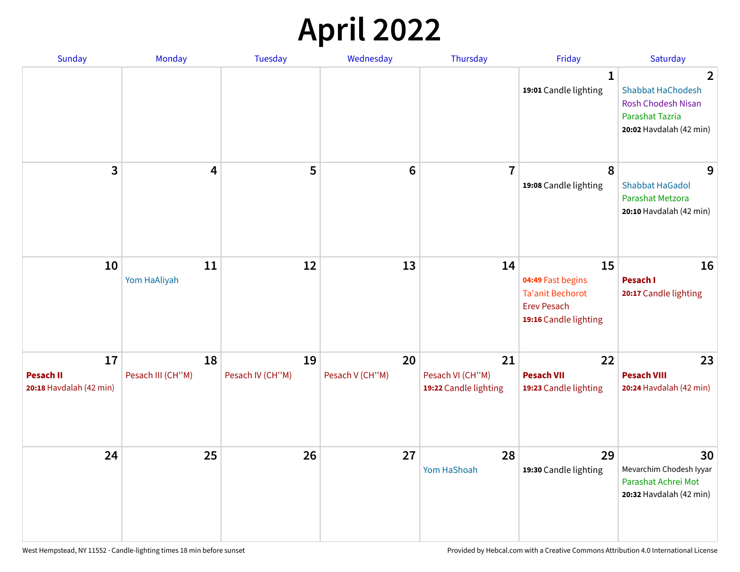# April 2022

| Sunday | Monday | Tuesday | Wednesday | Thursday | Friday | Saturday |
|---|---|---|---|---|---|---|
| | | | | | 1<br>**19:01** Candle lighting | 2<br>Shabbat HaChodesh<br>Rosh Chodesh Nisan<br>Parashat Tazria<br>**20:02** Havdalah (42 min) |
| 3 | 4 | 5 | 6 | 7 | 8<br>**19:08** Candle lighting | 9<br>Shabbat HaGadol<br>Parashat Metzora<br>**20:10** Havdalah (42 min) |
| 10 | 11<br>Yom HaAliyah | 12 | 13 | 14 | 15<br>**04:49** Fast begins<br>Ta'anit Bechorot<br>Erev Pesach<br>**19:16** Candle lighting | 16<br>**Pesach I**<br>**20:17** Candle lighting |
| 17<br>**Pesach II**<br>**20:18** Havdalah (42 min) | 18<br>Pesach III (CH''M) | 19<br>Pesach IV (CH''M) | 20<br>Pesach V (CH''M) | 21<br>Pesach VI (CH''M)<br>**19:22** Candle lighting | 22<br>**Pesach VII**<br>**19:23** Candle lighting | 23<br>**Pesach VIII**<br>**20:24** Havdalah (42 min) |
| 24 | 25 | 26 | 27 | 28<br>Yom HaShoah | 29<br>**19:30** Candle lighting | 30<br>Mevarchim Chodesh Iyyar<br>Parashat Achrei Mot<br>**20:32** Havdalah (42 min) |

West Hempstead, NY 11552 · Candle-lighting times 18 min before sunset

Provided by Hebcal.com with a Creative Commons Attribution 4.0 International License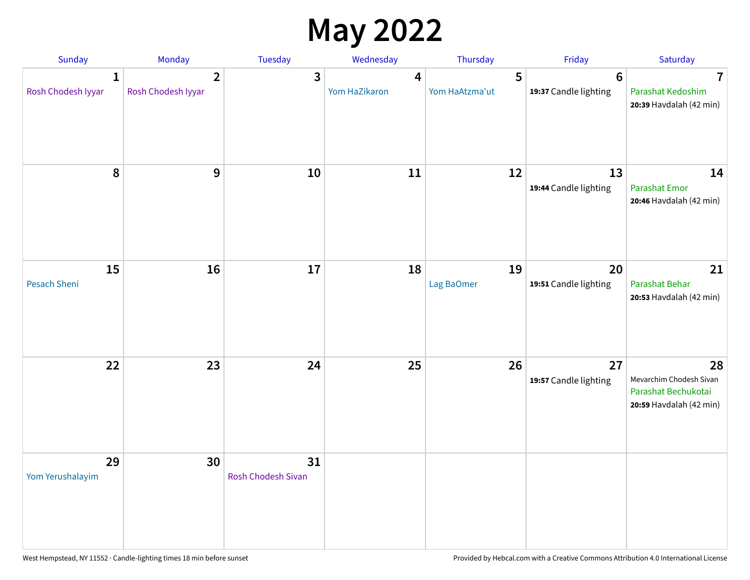# May 2022

| Sunday | Monday | Tuesday | Wednesday | Thursday | Friday | Saturday |
|---|---|---|---|---|---|---|
| **1**<br>Rosh Chodesh Iyyar | **2**<br>Rosh Chodesh Iyyar | **3** | **4**<br>Yom HaZikaron | **5**<br>Yom HaAtzma'ut | **6**<br>**19:37** Candle lighting | **7**<br>Parashat Kedoshim<br>**20:39** Havdalah (42 min) |
| **8** | **9** | **10** | **11** | **12** | **13**<br>**19:44** Candle lighting | **14**<br>Parashat Emor<br>**20:46** Havdalah (42 min) |
| **15**<br>Pesach Sheni | **16** | **17** | **18** | **19**<br>Lag BaOmer | **20**<br>**19:51** Candle lighting | **21**<br>Parashat Behar<br>**20:53** Havdalah (42 min) |
| **22** | **23** | **24** | **25** | **26** | **27**<br>**19:57** Candle lighting | **28**<br>Mevarchim Chodesh Sivan<br>Parashat Bechukotai<br>**20:59** Havdalah (42 min) |
| **29**<br>Yom Yerushalayim | **30** | **31**<br>Rosh Chodesh Sivan | | | | |

West Hempstead, NY 11552 · Candle-lighting times 18 min before sunset

Provided by Hebcal.com with a Creative Commons Attribution 4.0 International License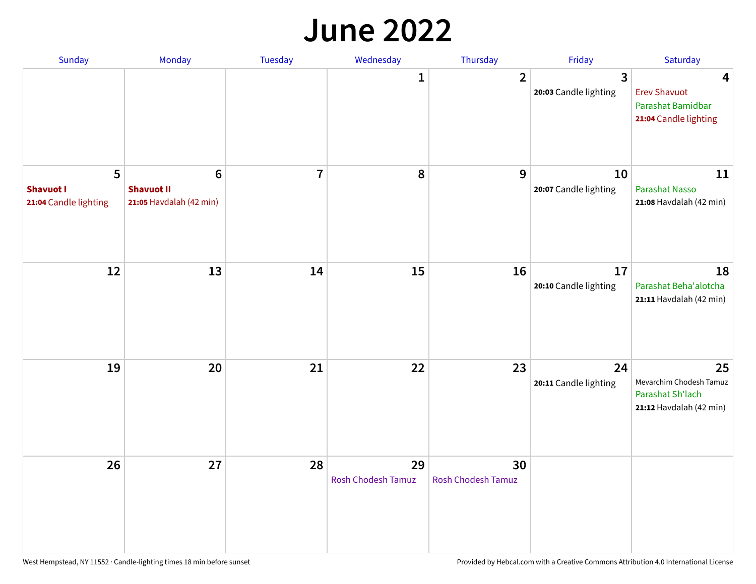# June 2022

| Sunday | Monday | Tuesday | Wednesday | Thursday | Friday | Saturday |
|---|---|---|---|---|---|---|
| | | | 1 | 2 | 3<br>**20:03** Candle lighting | 4<br>Erev Shavuot<br>Parashat Bamidbar<br>**21:04** Candle lighting |
| 5<br>**Shavuot I**<br>**21:04** Candle lighting | 6<br>**Shavuot II**<br>**21:05** Havdalah (42 min) | 7 | 8 | 9 | 10<br>**20:07** Candle lighting | 11<br>Parashat Nasso<br>**21:08** Havdalah (42 min) |
| 12 | 13 | 14 | 15 | 16 | 17<br>**20:10** Candle lighting | 18<br>Parashat Beha'alotcha<br>**21:11** Havdalah (42 min) |
| 19 | 20 | 21 | 22 | 23 | 24<br>**20:11** Candle lighting | 25<br>Mevarchim Chodesh Tamuz<br>Parashat Sh'lach<br>**21:12** Havdalah (42 min) |
| 26 | 27 | 28 | 29<br>Rosh Chodesh Tamuz | 30<br>Rosh Chodesh Tamuz | | |

West Hempstead, NY 11552 · Candle-lighting times 18 min before sunset

Provided by Hebcal.com with a Creative Commons Attribution 4.0 International License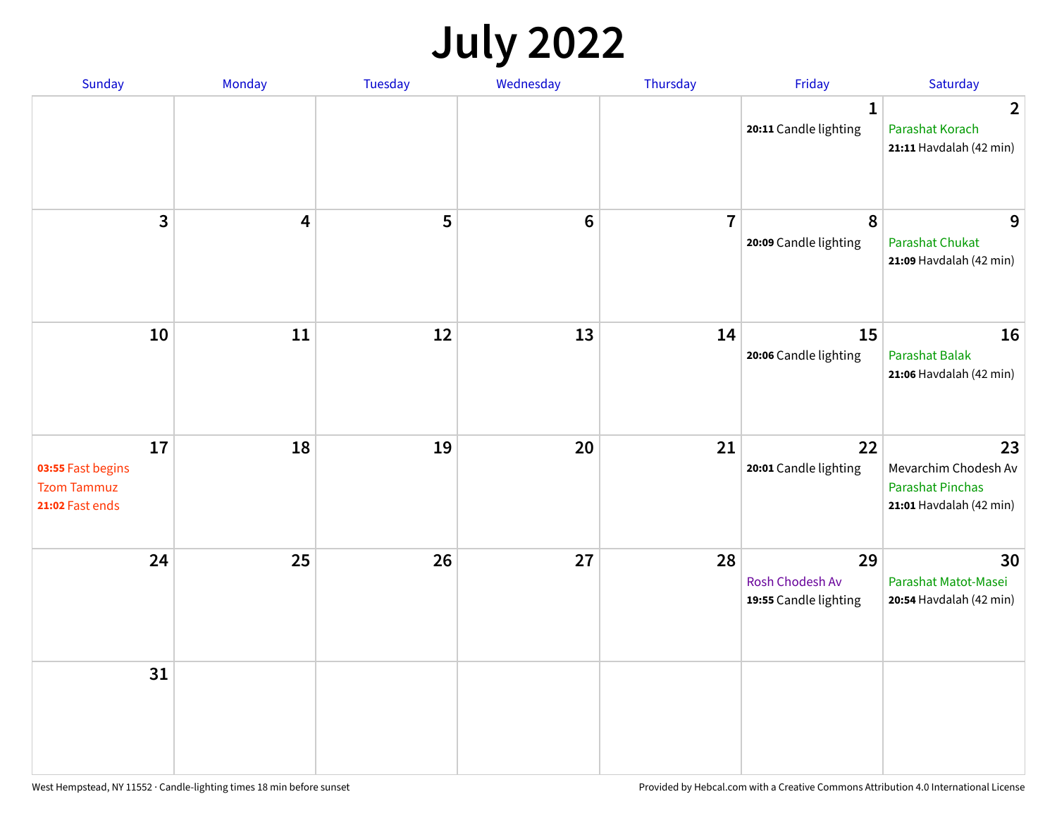# July 2022

| Sunday | Monday | Tuesday | Wednesday | Thursday | Friday | Saturday |
|---|---|---|---|---|---|---|
| | | | | | 1<br>**20:11** Candle lighting | 2<br>Parashat Korach<br>**21:11** Havdalah (42 min) |
| 3 | 4 | 5 | 6 | 7 | 8<br>**20:09** Candle lighting | 9<br>Parashat Chukat<br>**21:09** Havdalah (42 min) |
| 10 | 11 | 12 | 13 | 14 | 15<br>**20:06** Candle lighting | 16<br>Parashat Balak<br>**21:06** Havdalah (42 min) |
| 17<br>**03:55** Fast begins<br>Tzom Tammuz<br>**21:02** Fast ends | 18 | 19 | 20 | 21 | 22<br>**20:01** Candle lighting | 23<br>Mevarchim Chodesh Av<br>Parashat Pinchas<br>**21:01** Havdalah (42 min) |
| 24 | 25 | 26 | 27 | 28 | 29<br>Rosh Chodesh Av<br>**19:55** Candle lighting | 30<br>Parashat Matot-Masei<br>**20:54** Havdalah (42 min) |
| 31 | | | | | | |

West Hempstead, NY 11552 · Candle-lighting times 18 min before sunset

Provided by Hebcal.com with a Creative Commons Attribution 4.0 International License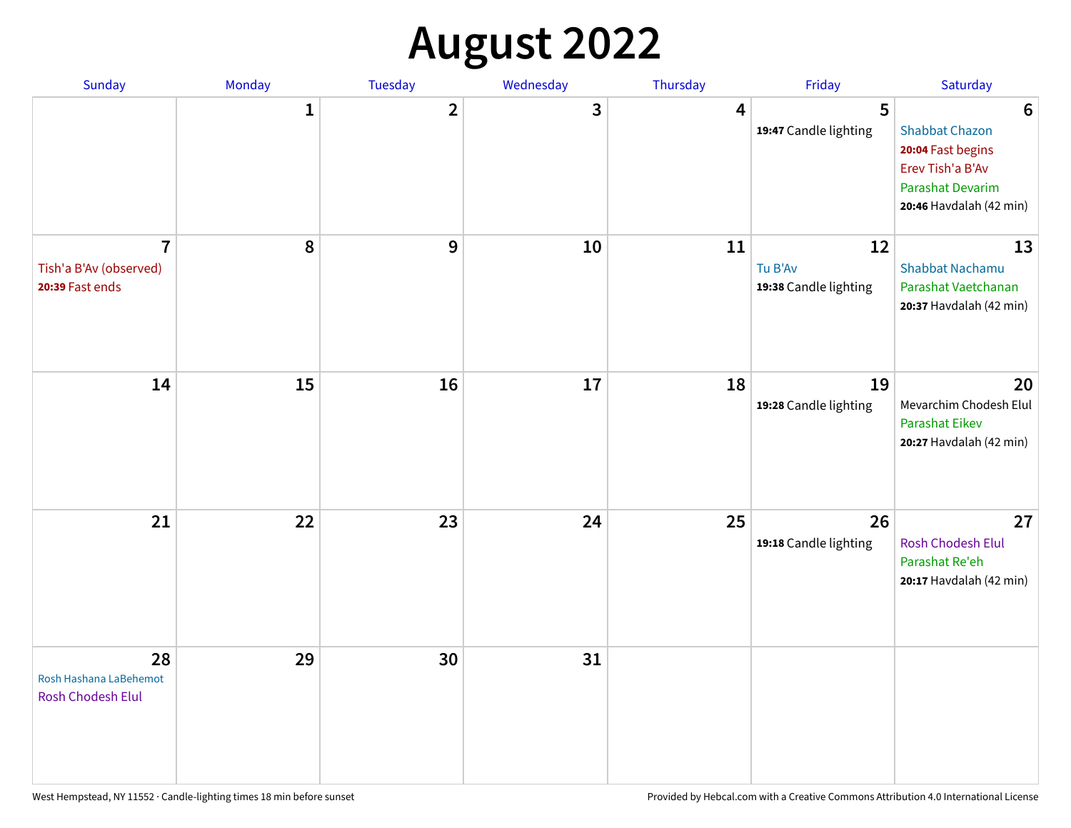# August 2022

| Sunday | Monday | Tuesday | Wednesday | Thursday | Friday | Saturday |
|---|---|---|---|---|---|---|
| | 1 | 2 | 3 | 4 | 5<br>**19:47** Candle lighting | 6<br>Shabbat Chazon<br>**20:04** Fast begins<br>Erev Tish'a B'Av<br>Parashat Devarim<br>**20:46** Havdalah (42 min) |
| 7<br>Tish'a B'Av (observed)<br>**20:39** Fast ends | 8 | 9 | 10 | 11 | 12<br>Tu B'Av<br>**19:38** Candle lighting | 13<br>Shabbat Nachamu<br>Parashat Vaetchanan<br>**20:37** Havdalah (42 min) |
| 14 | 15 | 16 | 17 | 18 | 19<br>**19:28** Candle lighting | 20<br>Mevarchim Chodesh Elul<br>Parashat Eikev<br>**20:27** Havdalah (42 min) |
| 21 | 22 | 23 | 24 | 25 | 26<br>**19:18** Candle lighting | 27<br>Rosh Chodesh Elul<br>Parashat Re'eh<br>**20:17** Havdalah (42 min) |
| 28<br>Rosh Hashana LaBehemot<br>Rosh Chodesh Elul | 29 | 30 | 31 | | | |

West Hempstead, NY 11552 · Candle-lighting times 18 min before sunset

Provided by Hebcal.com with a Creative Commons Attribution 4.0 International License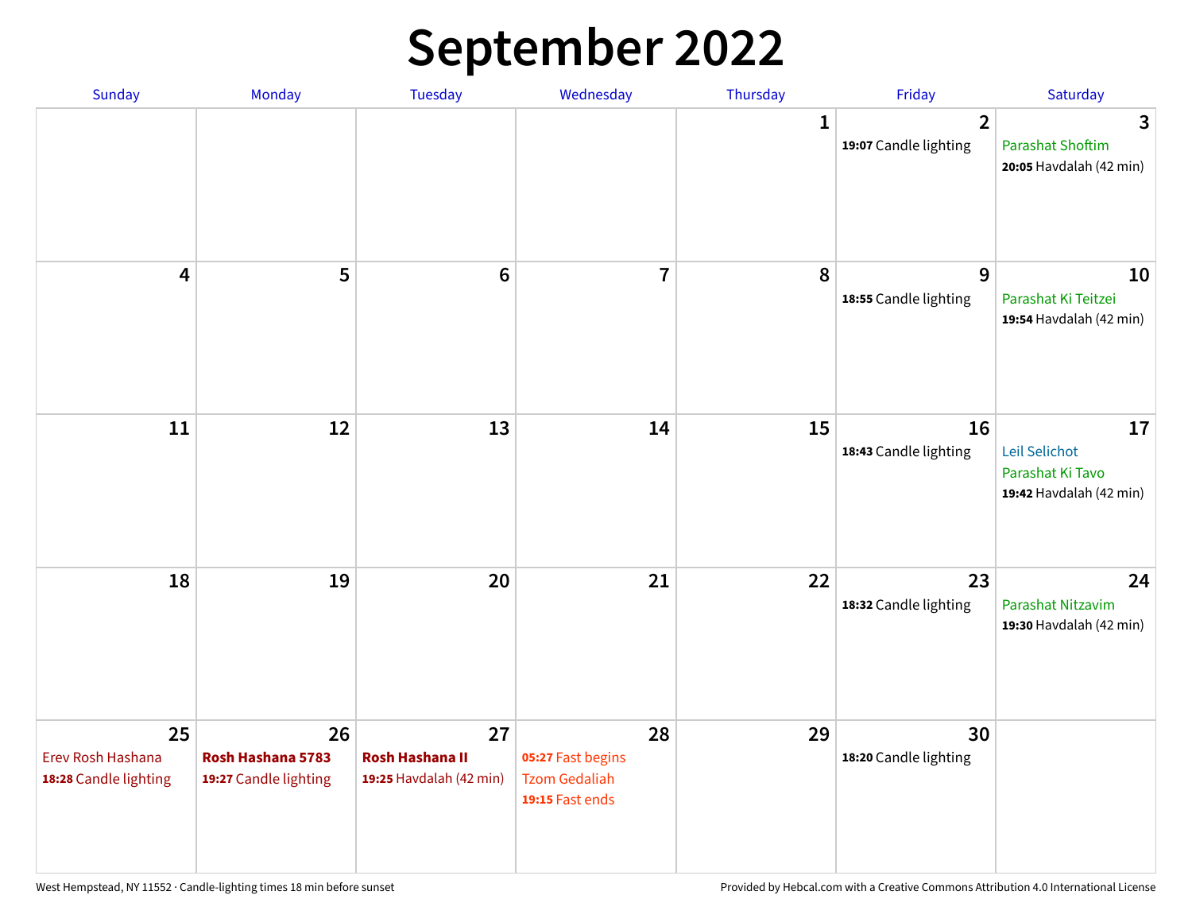# September 2022

| Sunday | Monday | Tuesday | Wednesday | Thursday | Friday | Saturday |
|---|---|---|---|---|---|---|
| | | | | 1 | 2<br>**19:07** Candle lighting | 3<br>Parashat Shoftim<br>**20:05** Havdalah (42 min) |
| 4 | 5 | 6 | 7 | 8 | 9<br>**18:55** Candle lighting | 10<br>Parashat Ki Teitzei<br>**19:54** Havdalah (42 min) |
| 11 | 12 | 13 | 14 | 15 | 16<br>**18:43** Candle lighting | 17<br>Leil Selichot<br>Parashat Ki Tavo<br>**19:42** Havdalah (42 min) |
| 18 | 19 | 20 | 21 | 22 | 23<br>**18:32** Candle lighting | 24<br>Parashat Nitzavim<br>**19:30** Havdalah (42 min) |
| 25<br>Erev Rosh Hashana<br>**18:28** Candle lighting | 26<br>**Rosh Hashana 5783**<br>**19:27** Candle lighting | 27<br>**Rosh Hashana II**<br>**19:25** Havdalah (42 min) | 28<br>**05:27** Fast begins<br>Tzom Gedaliah<br>**19:15** Fast ends | 29 | 30<br>**18:20** Candle lighting | |

West Hempstead, NY 11552 · Candle-lighting times 18 min before sunset

Provided by Hebcal.com with a Creative Commons Attribution 4.0 International License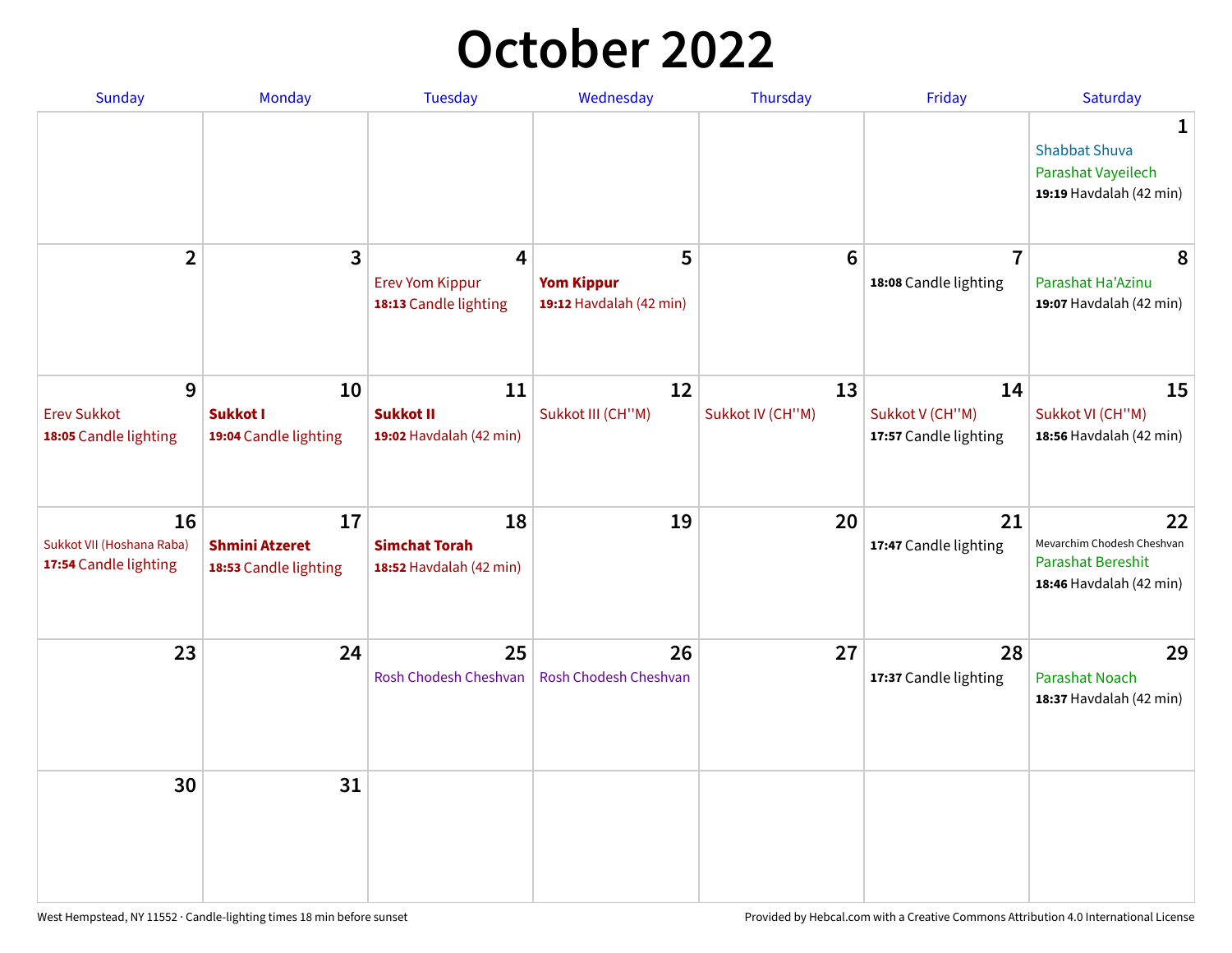# October 2022

| Sunday | Monday | Tuesday | Wednesday | Thursday | Friday | Saturday |
|---|---|---|---|---|---|---|
| | | | | | | **1**<br>Shabbat Shuva<br>Parashat Vayeilech<br>**19:19** Havdalah (42 min) |
| **2** | **3** | **4**<br>Erev Yom Kippur<br>**18:13** Candle lighting | **5**<br>**Yom Kippur**<br>**19:12** Havdalah (42 min) | **6** | **7**<br>**18:08** Candle lighting | **8**<br>Parashat Ha'Azinu<br>**19:07** Havdalah (42 min) |
| **9**<br>Erev Sukkot<br>**18:05** Candle lighting | **10**<br>**Sukkot I**<br>**19:04** Candle lighting | **11**<br>**Sukkot II**<br>**19:02** Havdalah (42 min) | **12**<br>Sukkot III (CH''M) | **13**<br>Sukkot IV (CH''M) | **14**<br>Sukkot V (CH''M)<br>**17:57** Candle lighting | **15**<br>Sukkot VI (CH''M)<br>**18:56** Havdalah (42 min) |
| **16**<br>Sukkot VII (Hoshana Raba)<br>**17:54** Candle lighting | **17**<br>**Shmini Atzeret**<br>**18:53** Candle lighting | **18**<br>**Simchat Torah**<br>**18:52** Havdalah (42 min) | **19** | **20** | **21**<br>**17:47** Candle lighting | **22**<br>Mevarchim Chodesh Cheshvan<br>Parashat Bereshit<br>**18:46** Havdalah (42 min) |
| **23** | **24** | **25**<br>Rosh Chodesh Cheshvan | **26**<br>Rosh Chodesh Cheshvan | **27** | **28**<br>**17:37** Candle lighting | **29**<br>Parashat Noach<br>**18:37** Havdalah (42 min) |
| **30** | **31** | | | | | |

West Hempstead, NY 11552 · Candle-lighting times 18 min before sunset

Provided by Hebcal.com with a Creative Commons Attribution 4.0 International License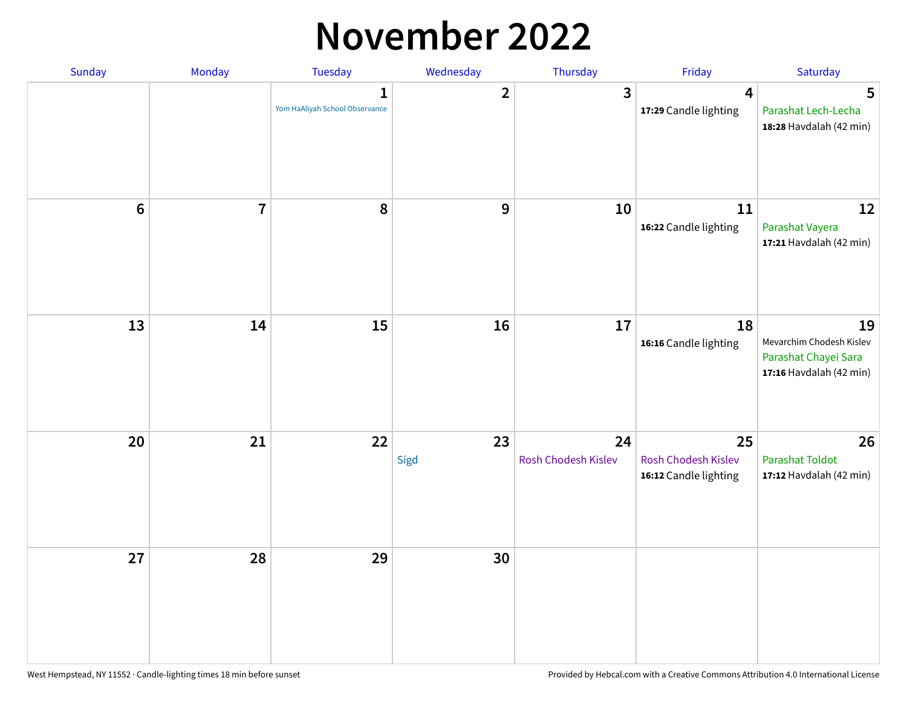# November 2022

| Sunday | Monday | Tuesday | Wednesday | Thursday | Friday | Saturday |
|---|---|---|---|---|---|---|
| | | **1** Yom HaAliyah School Observance | **2** | **3** | **4** **17:29** Candle lighting | **5** Parashat Lech-Lecha **18:28** Havdalah (42 min) |
| **6** | **7** | **8** | **9** | **10** | **11** **16:22** Candle lighting | **12** Parashat Vayera **17:21** Havdalah (42 min) |
| **13** | **14** | **15** | **16** | **17** | **18** **16:16** Candle lighting | **19** Mevarchim Chodesh Kislev Parashat Chayei Sara **17:16** Havdalah (42 min) |
| **20** | **21** | **22** | **23** Sigd | **24** Rosh Chodesh Kislev | **25** Rosh Chodesh Kislev **16:12** Candle lighting | **26** Parashat Toldot **17:12** Havdalah (42 min) |
| **27** | **28** | **29** | **30** | | | |

West Hempstead, NY 11552 · Candle-lighting times 18 min before sunset

Provided by Hebcal.com with a Creative Commons Attribution 4.0 International License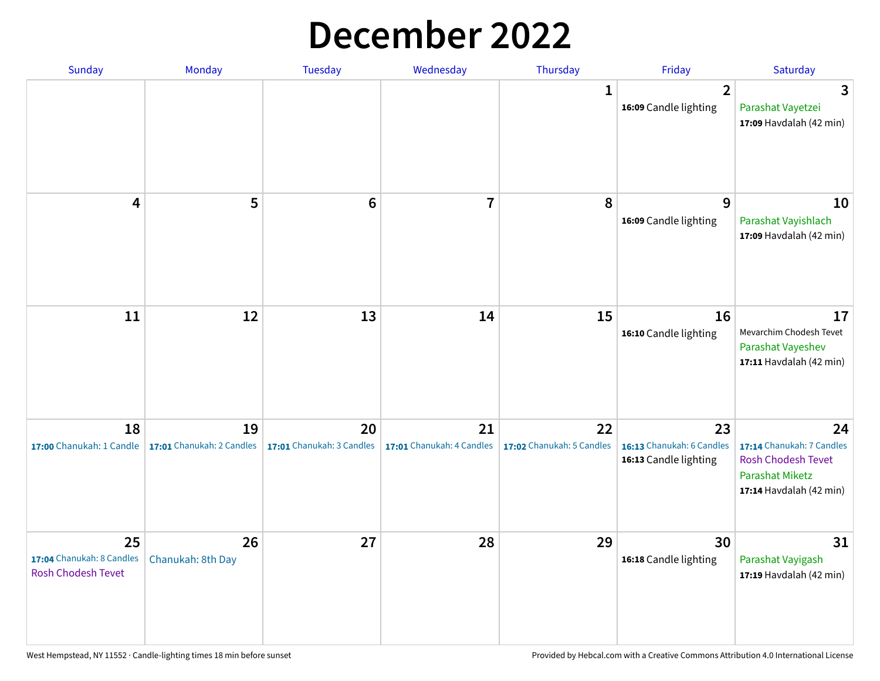# December 2022

| Sunday | Monday | Tuesday | Wednesday | Thursday | Friday | Saturday |
|---|---|---|---|---|---|---|
| | | | | 1 | 2<br>**16:09** Candle lighting | 3<br>Parashat Vayetzei<br>**17:09** Havdalah (42 min) |
| 4 | 5 | 6 | 7 | 8 | 9<br>**16:09** Candle lighting | 10<br>Parashat Vayishlach<br>**17:09** Havdalah (42 min) |
| 11 | 12 | 13 | 14 | 15 | 16<br>**16:10** Candle lighting | 17<br>Mevarchim Chodesh Tevet<br>Parashat Vayeshev<br>**17:11** Havdalah (42 min) |
| 18<br>**17:00** Chanukah: 1 Candle | 19<br>**17:01** Chanukah: 2 Candles | 20<br>**17:01** Chanukah: 3 Candles | 21<br>**17:01** Chanukah: 4 Candles | 22<br>**17:02** Chanukah: 5 Candles | 23<br>**16:13** Chanukah: 6 Candles<br>**16:13** Candle lighting | 24<br>**17:14** Chanukah: 7 Candles<br>Rosh Chodesh Tevet<br>Parashat Miketz<br>**17:14** Havdalah (42 min) |
| 25<br>**17:04** Chanukah: 8 Candles<br>Rosh Chodesh Tevet | 26<br>Chanukah: 8th Day | 27 | 28 | 29 | 30<br>**16:18** Candle lighting | 31<br>Parashat Vayigash<br>**17:19** Havdalah (42 min) |

West Hempstead, NY 11552 · Candle-lighting times 18 min before sunset

Provided by Hebcal.com with a Creative Commons Attribution 4.0 International License